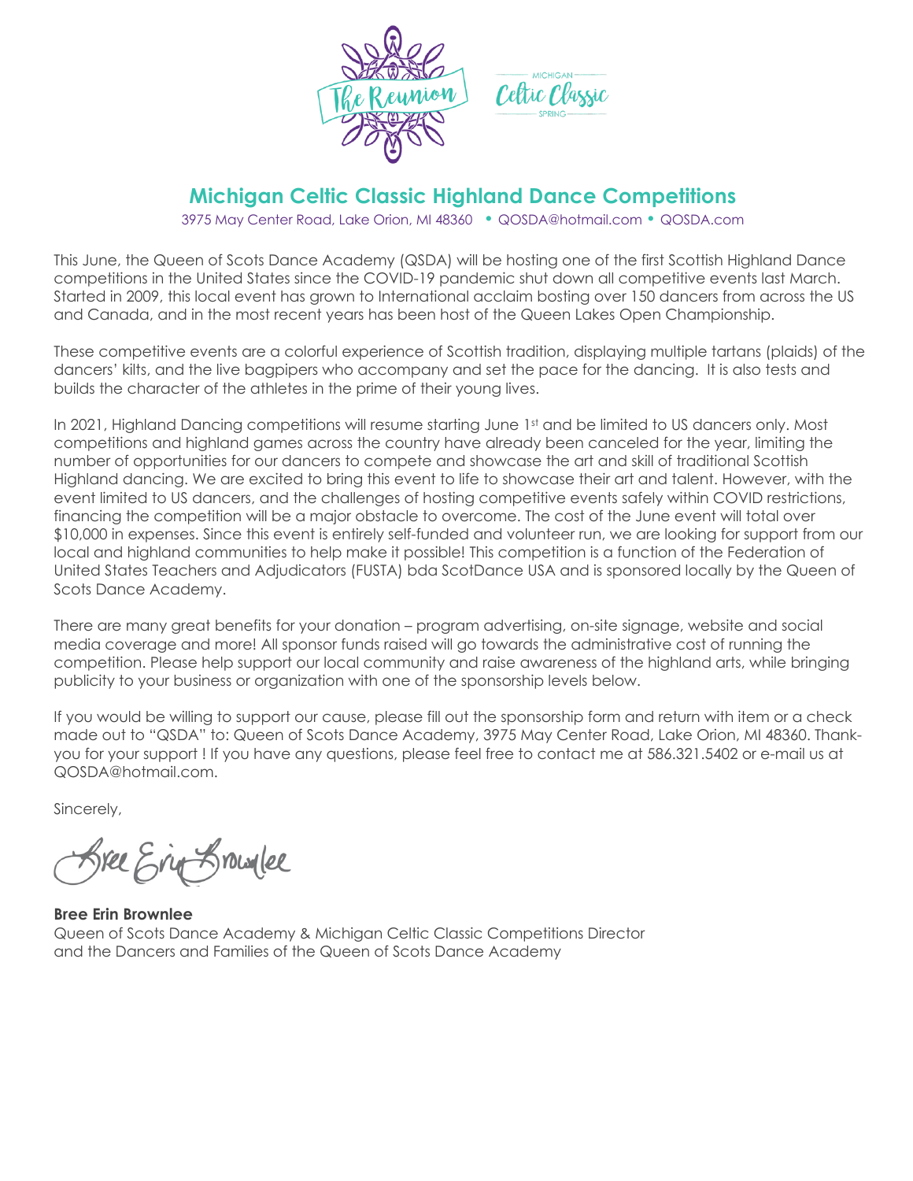# Michigan Celtic Classic Highland Dance Competitions

3975 May Center Road, Lake Orion, MI 48360 • QOSDA@hotmail.com • QOSDA.com

This June, the Queen of Scots Dance Academy (QSDA) will be hosting one of the first Scottish Highland Dance competitions in the United States since the COVID-19 pandemic shut down all competitive events last March. Started in 2009, this local event has grown to International acclaim bosting over 150 dancers from across the US and Canada, and in the most recent years has been host of the Queen Lakes Open Championship.

These competitive events are a colorful experience of Scottish tradition, displaying multiple tartans (plaids) of the dancers' kilts, and the live bagpipers who accompany and set the pace for the dancing. It is also tests and builds the character of the athletes in the prime of their young lives.

In 2021, Highland Dancing competitions will resume starting June 1st and be limited to US dancers only. Most competitions and highland games across the country have already been canceled for the year, limiting the number of opportunities for our dancers to compete and showcase the art and skill of traditional Scottish Highland dancing. We are excited to bring this event to life to showcase their art and talent. However, with the event limited to US dancers, and the challenges of hosting competitive events safely within COVID restrictions, financing the competition will be a major obstacle to overcome. The cost of the June event will total over $10,000 in expenses. Since this event is entirely self-funded and volunteer run, we are looking for support from our local and highland communities to help make it possible! This competition is a function of the Federation of United States Teachers and Adjudicators (FUSTA) bda ScotDance USA and is sponsored locally by the Queen of Scots Dance Academy.

There are many great benefits for your donation – program advertising, on-site signage, website and social media coverage and more! All sponsor funds raised will go towards the administrative cost of running the competition. Please help support our local community and raise awareness of the highland arts, while bringing publicity to your business or organization with one of the sponsorship levels below.

If you would be willing to support our cause, please fill out the sponsorship form and return with item or a check made out to "QSDA" to: Queen of Scots Dance Academy, 3975 May Center Road, Lake Orion, MI 48360. Thank-you for your support ! If you have any questions, please feel free to contact me at 586.321.5402 or e-mail us at QOSDA@hotmail.com.

Sincerely,

Bree Erin Brownlee

**Bree Erin Brownlee**
Queen of Scots Dance Academy & Michigan Celtic Classic Competitions Director
and the Dancers and Families of the Queen of Scots Dance Academy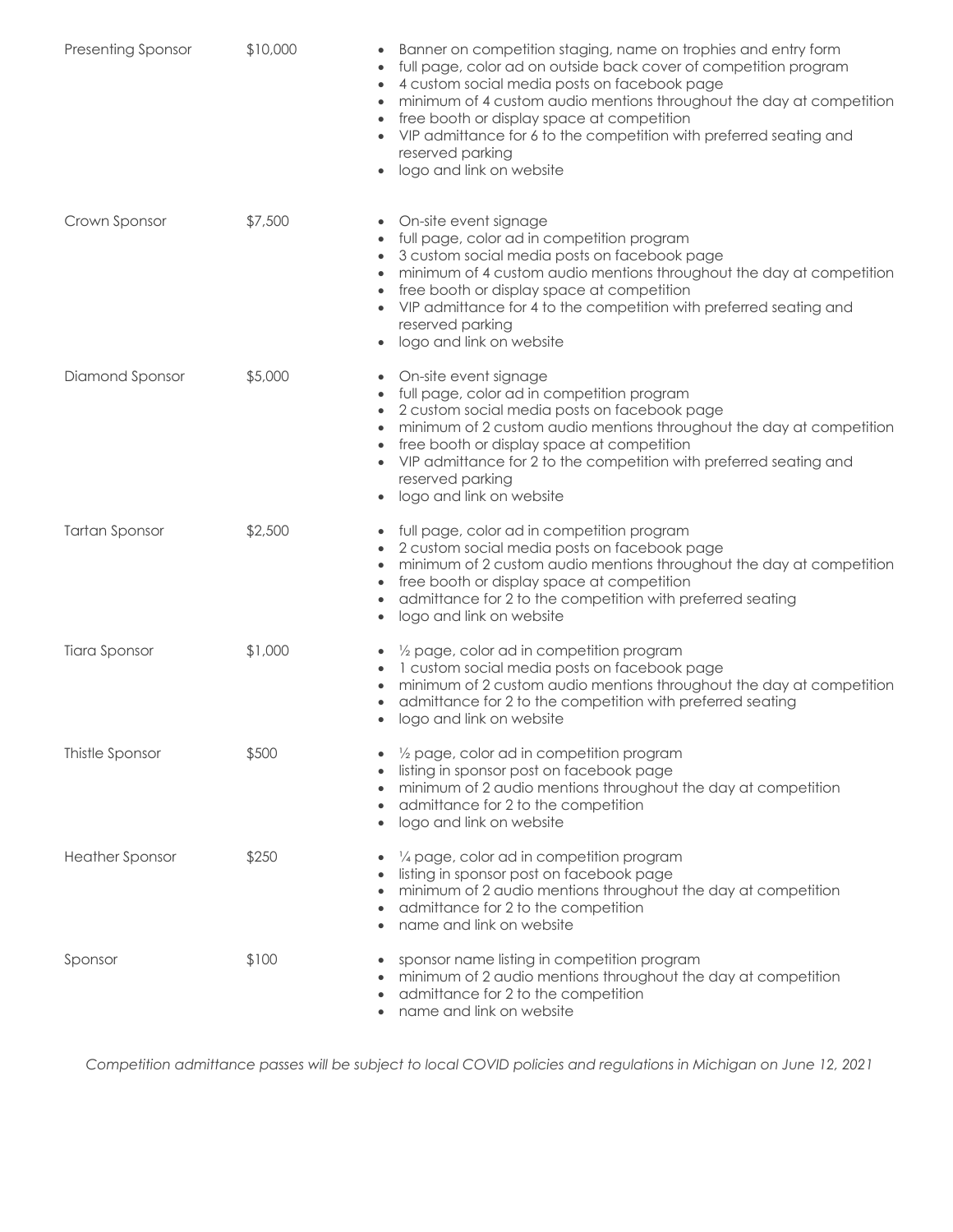| Sponsor Level | Amount | Benefits |
|---|---|---|
| Presenting Sponsor | $10,000 | • Banner on competition staging, name on trophies and entry form<br>• full page, color ad on outside back cover of competition program<br>• 4 custom social media posts on facebook page<br>• minimum of 4 custom audio mentions throughout the day at competition<br>• free booth or display space at competition<br>• VIP admittance for 6 to the competition with preferred seating and reserved parking<br>• logo and link on website |
| Crown Sponsor | $7,500 | • On-site event signage<br>• full page, color ad in competition program<br>• 3 custom social media posts on facebook page<br>• minimum of 4 custom audio mentions throughout the day at competition<br>• free booth or display space at competition<br>• VIP admittance for 4 to the competition with preferred seating and reserved parking<br>• logo and link on website |
| Diamond Sponsor | $5,000 | • On-site event signage<br>• full page, color ad in competition program<br>• 2 custom social media posts on facebook page<br>• minimum of 2 custom audio mentions throughout the day at competition<br>• free booth or display space at competition<br>• VIP admittance for 2 to the competition with preferred seating and reserved parking<br>• logo and link on website |
| Tartan Sponsor | $2,500 | • full page, color ad in competition program<br>• 2 custom social media posts on facebook page<br>• minimum of 2 custom audio mentions throughout the day at competition<br>• free booth or display space at competition<br>• admittance for 2 to the competition with preferred seating<br>• logo and link on website |
| Tiara Sponsor | $1,000 | • ½ page, color ad in competition program<br>• 1 custom social media posts on facebook page<br>• minimum of 2 custom audio mentions throughout the day at competition<br>• admittance for 2 to the competition with preferred seating<br>• logo and link on website |
| Thistle Sponsor | $500 | • ½ page, color ad in competition program<br>• listing in sponsor post on facebook page<br>• minimum of 2 audio mentions throughout the day at competition<br>• admittance for 2 to the competition<br>• logo and link on website |
| Heather Sponsor | $250 | • ¼ page, color ad in competition program<br>• listing in sponsor post on facebook page<br>• minimum of 2 audio mentions throughout the day at competition<br>• admittance for 2 to the competition<br>• name and link on website |
| Sponsor | $100 | • sponsor name listing in competition program<br>• minimum of 2 audio mentions throughout the day at competition<br>• admittance for 2 to the competition<br>• name and link on website |

*Competition admittance passes will be subject to local COVID policies and regulations in Michigan on June 12, 2021*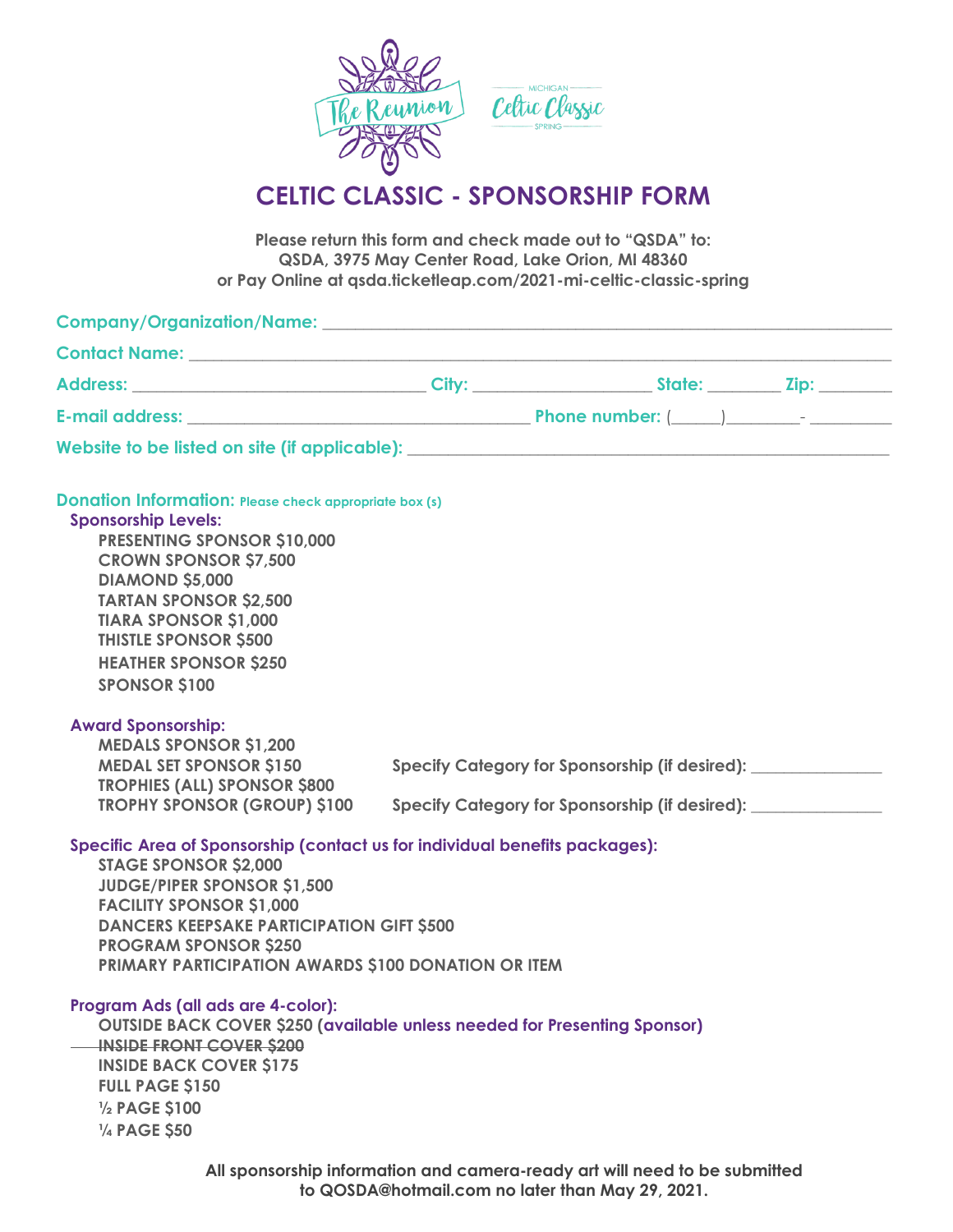# CELTIC CLASSIC - SPONSORSHIP FORM

**Please return this form and check made out to "QSDA" to:**
**QSDA, 3975 May Center Road, Lake Orion, MI 48360**
**or Pay Online at qsda.ticketleap.com/2021-mi-celtic-classic-spring**

**Company/Organization/Name:** ____________________________________________

**Contact Name:** ____________________________________________

**Address:** ______________________ **City:** ______________ **State:** ________ **Zip:** ________

**E-mail address:** ___________________________ **Phone number:** (______)________- _________

**Website to be listed on site (if applicable):** ____________________________________________

**Donation Information:** Please check appropriate box (s)

**Sponsorship Levels:**

- PRESENTING SPONSOR $10,000
- CROWN SPONSOR $7,500
- DIAMOND $5,000
- TARTAN SPONSOR $2,500
- TIARA SPONSOR $1,000
- THISTLE SPONSOR $500
- HEATHER SPONSOR $250
- SPONSOR $100

**Award Sponsorship:**

- MEDALS SPONSOR $1,200
- MEDAL SET SPONSOR $150 — Specify Category for Sponsorship (if desired): _______________
- TROPHIES (ALL) SPONSOR $800
- TROPHY SPONSOR (GROUP) $100 — Specify Category for Sponsorship (if desired): _______________

**Specific Area of Sponsorship (contact us for individual benefits packages):**

- STAGE SPONSOR $2,000
- JUDGE/PIPER SPONSOR $1,500
- FACILITY SPONSOR $1,000
- DANCERS KEEPSAKE PARTICIPATION GIFT $500
- PROGRAM SPONSOR $250
- PRIMARY PARTICIPATION AWARDS $100 DONATION OR ITEM

**Program Ads (all ads are 4-color):**

- OUTSIDE BACK COVER $250 (available unless needed for Presenting Sponsor)
- ~~INSIDE FRONT COVER $200~~
- INSIDE BACK COVER $175
- FULL PAGE $150
- ½ PAGE $100
- ¼ PAGE $50

**All sponsorship information and camera-ready art will need to be submitted to QOSDA@hotmail.com no later than May 29, 2021.**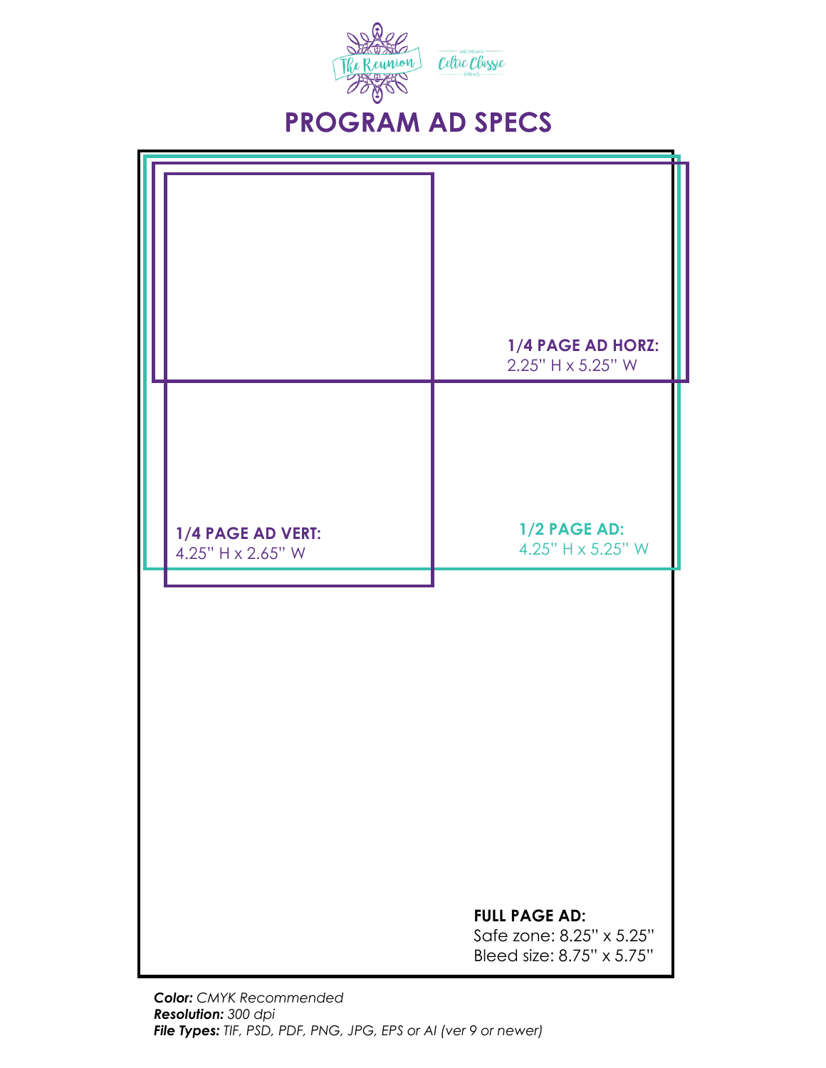# PROGRAM AD SPECS

**1/4 PAGE AD HORZ:**
2.25" H x 5.25" W

**1/4 PAGE AD VERT:**
4.25" H x 2.65" W

**1/2 PAGE AD:**
4.25" H x 5.25" W

**FULL PAGE AD:**
Safe zone: 8.25" x 5.25"
Bleed size: 8.75" x 5.75"

***Color:*** *CMYK Recommended*
***Resolution:*** *300 dpi*
***File Types:*** *TIF, PSD, PDF, PNG, JPG, EPS or AI (ver 9 or newer)*